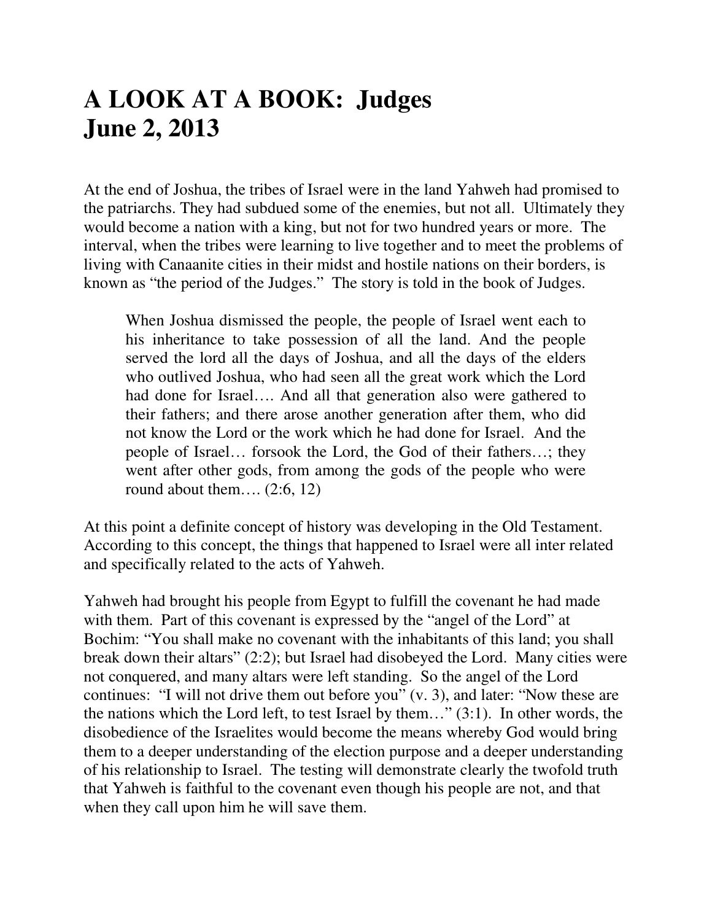# A LOOK AT A BOOK: Judges
# June 2, 2013

At the end of Joshua, the tribes of Israel were in the land Yahweh had promised to the patriarchs. They had subdued some of the enemies, but not all. Ultimately they would become a nation with a king, but not for two hundred years or more. The interval, when the tribes were learning to live together and to meet the problems of living with Canaanite cities in their midst and hostile nations on their borders, is known as "the period of the Judges." The story is told in the book of Judges.

> When Joshua dismissed the people, the people of Israel went each to his inheritance to take possession of all the land. And the people served the lord all the days of Joshua, and all the days of the elders who outlived Joshua, who had seen all the great work which the Lord had done for Israel…. And all that generation also were gathered to their fathers; and there arose another generation after them, who did not know the Lord or the work which he had done for Israel. And the people of Israel… forsook the Lord, the God of their fathers…; they went after other gods, from among the gods of the people who were round about them…. (2:6, 12)

At this point a definite concept of history was developing in the Old Testament. According to this concept, the things that happened to Israel were all inter related and specifically related to the acts of Yahweh.

Yahweh had brought his people from Egypt to fulfill the covenant he had made with them. Part of this covenant is expressed by the "angel of the Lord" at Bochim: "You shall make no covenant with the inhabitants of this land; you shall break down their altars" (2:2); but Israel had disobeyed the Lord. Many cities were not conquered, and many altars were left standing. So the angel of the Lord continues: "I will not drive them out before you" (v. 3), and later: "Now these are the nations which the Lord left, to test Israel by them…" (3:1). In other words, the disobedience of the Israelites would become the means whereby God would bring them to a deeper understanding of the election purpose and a deeper understanding of his relationship to Israel. The testing will demonstrate clearly the twofold truth that Yahweh is faithful to the covenant even though his people are not, and that when they call upon him he will save them.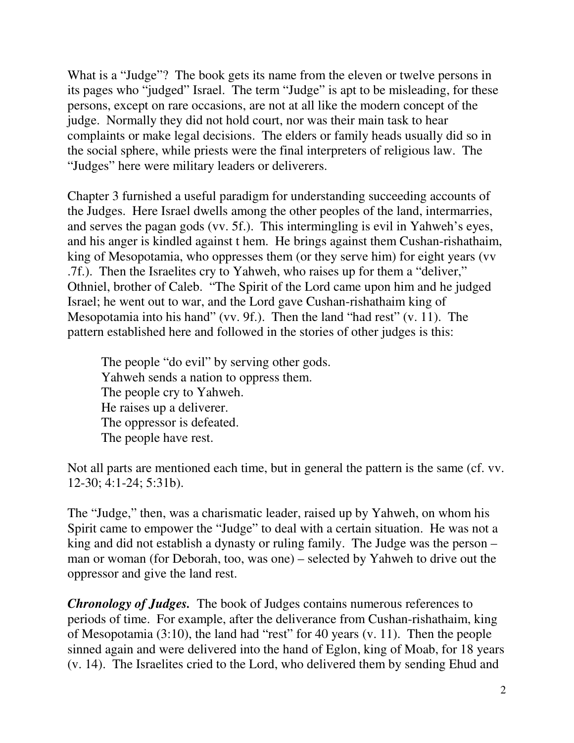What is a "Judge"? The book gets its name from the eleven or twelve persons in its pages who "judged" Israel. The term "Judge" is apt to be misleading, for these persons, except on rare occasions, are not at all like the modern concept of the judge. Normally they did not hold court, nor was their main task to hear complaints or make legal decisions. The elders or family heads usually did so in the social sphere, while priests were the final interpreters of religious law. The "Judges" here were military leaders or deliverers.

Chapter 3 furnished a useful paradigm for understanding succeeding accounts of the Judges. Here Israel dwells among the other peoples of the land, intermarries, and serves the pagan gods (vv. 5f.). This intermingling is evil in Yahweh's eyes, and his anger is kindled against t hem. He brings against them Cushan-rishathaim, king of Mesopotamia, who oppresses them (or they serve him) for eight years (vv .7f.). Then the Israelites cry to Yahweh, who raises up for them a "deliver," Othniel, brother of Caleb. "The Spirit of the Lord came upon him and he judged Israel; he went out to war, and the Lord gave Cushan-rishathaim king of Mesopotamia into his hand" (vv. 9f.). Then the land "had rest" (v. 11). The pattern established here and followed in the stories of other judges is this:

> The people "do evil" by serving other gods.
> Yahweh sends a nation to oppress them.
> The people cry to Yahweh.
> He raises up a deliverer.
> The oppressor is defeated.
> The people have rest.

Not all parts are mentioned each time, but in general the pattern is the same (cf. vv. 12-30; 4:1-24; 5:31b).

The "Judge," then, was a charismatic leader, raised up by Yahweh, on whom his Spirit came to empower the "Judge" to deal with a certain situation. He was not a king and did not establish a dynasty or ruling family. The Judge was the person – man or woman (for Deborah, too, was one) – selected by Yahweh to drive out the oppressor and give the land rest.

***Chronology of Judges.*** The book of Judges contains numerous references to periods of time. For example, after the deliverance from Cushan-rishathaim, king of Mesopotamia (3:10), the land had "rest" for 40 years (v. 11). Then the people sinned again and were delivered into the hand of Eglon, king of Moab, for 18 years (v. 14). The Israelites cried to the Lord, who delivered them by sending Ehud and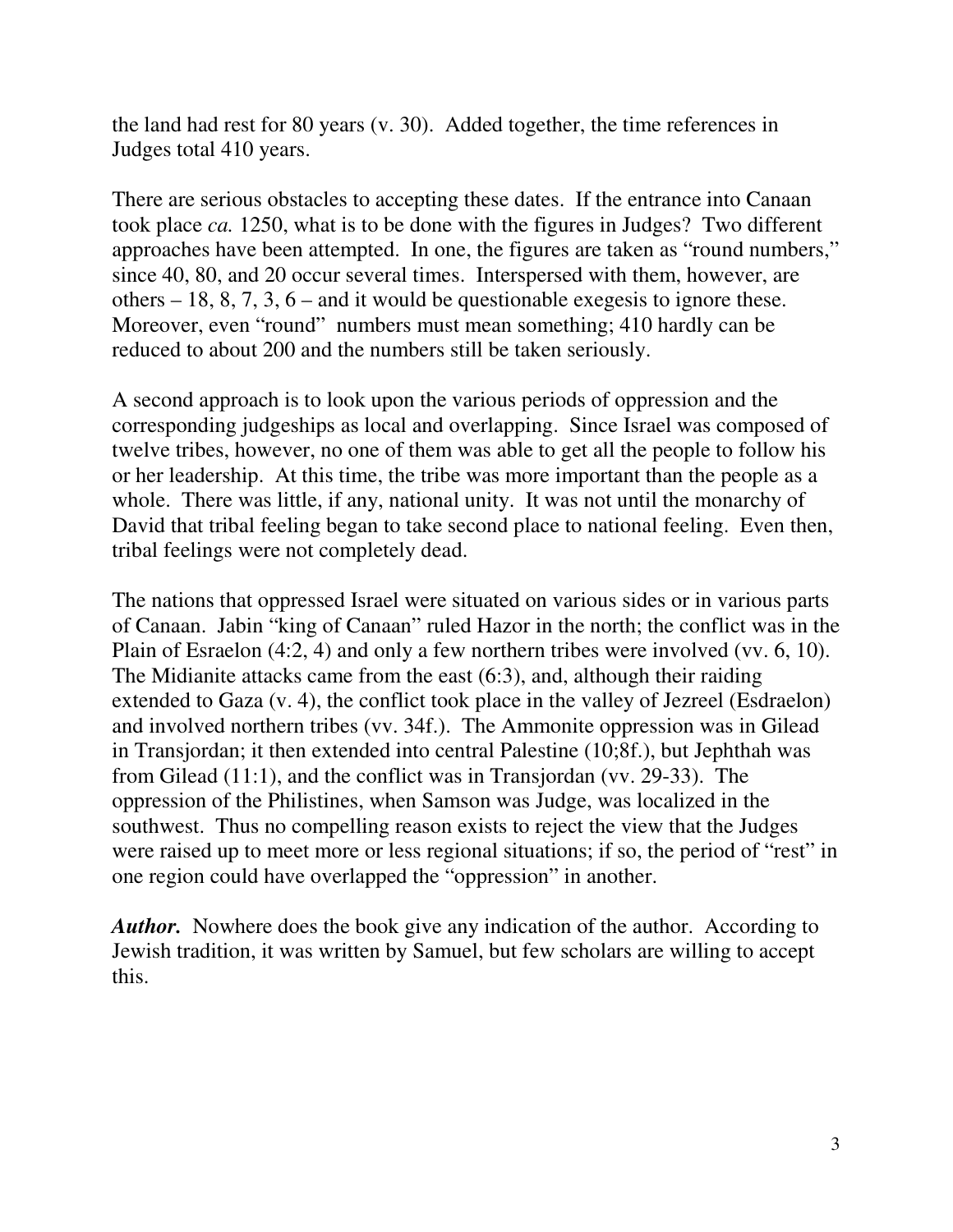the land had rest for 80 years (v. 30). Added together, the time references in Judges total 410 years.

There are serious obstacles to accepting these dates. If the entrance into Canaan took place *ca.* 1250, what is to be done with the figures in Judges? Two different approaches have been attempted. In one, the figures are taken as "round numbers," since 40, 80, and 20 occur several times. Interspersed with them, however, are others – 18, 8, 7, 3, 6 – and it would be questionable exegesis to ignore these. Moreover, even "round" numbers must mean something; 410 hardly can be reduced to about 200 and the numbers still be taken seriously.

A second approach is to look upon the various periods of oppression and the corresponding judgeships as local and overlapping. Since Israel was composed of twelve tribes, however, no one of them was able to get all the people to follow his or her leadership. At this time, the tribe was more important than the people as a whole. There was little, if any, national unity. It was not until the monarchy of David that tribal feeling began to take second place to national feeling. Even then, tribal feelings were not completely dead.

The nations that oppressed Israel were situated on various sides or in various parts of Canaan. Jabin "king of Canaan" ruled Hazor in the north; the conflict was in the Plain of Esraelon (4:2, 4) and only a few northern tribes were involved (vv. 6, 10). The Midianite attacks came from the east (6:3), and, although their raiding extended to Gaza (v. 4), the conflict took place in the valley of Jezreel (Esdraelon) and involved northern tribes (vv. 34f.). The Ammonite oppression was in Gilead in Transjordan; it then extended into central Palestine (10;8f.), but Jephthah was from Gilead (11:1), and the conflict was in Transjordan (vv. 29-33). The oppression of the Philistines, when Samson was Judge, was localized in the southwest. Thus no compelling reason exists to reject the view that the Judges were raised up to meet more or less regional situations; if so, the period of "rest" in one region could have overlapped the "oppression" in another.

***Author.*** Nowhere does the book give any indication of the author. According to Jewish tradition, it was written by Samuel, but few scholars are willing to accept this.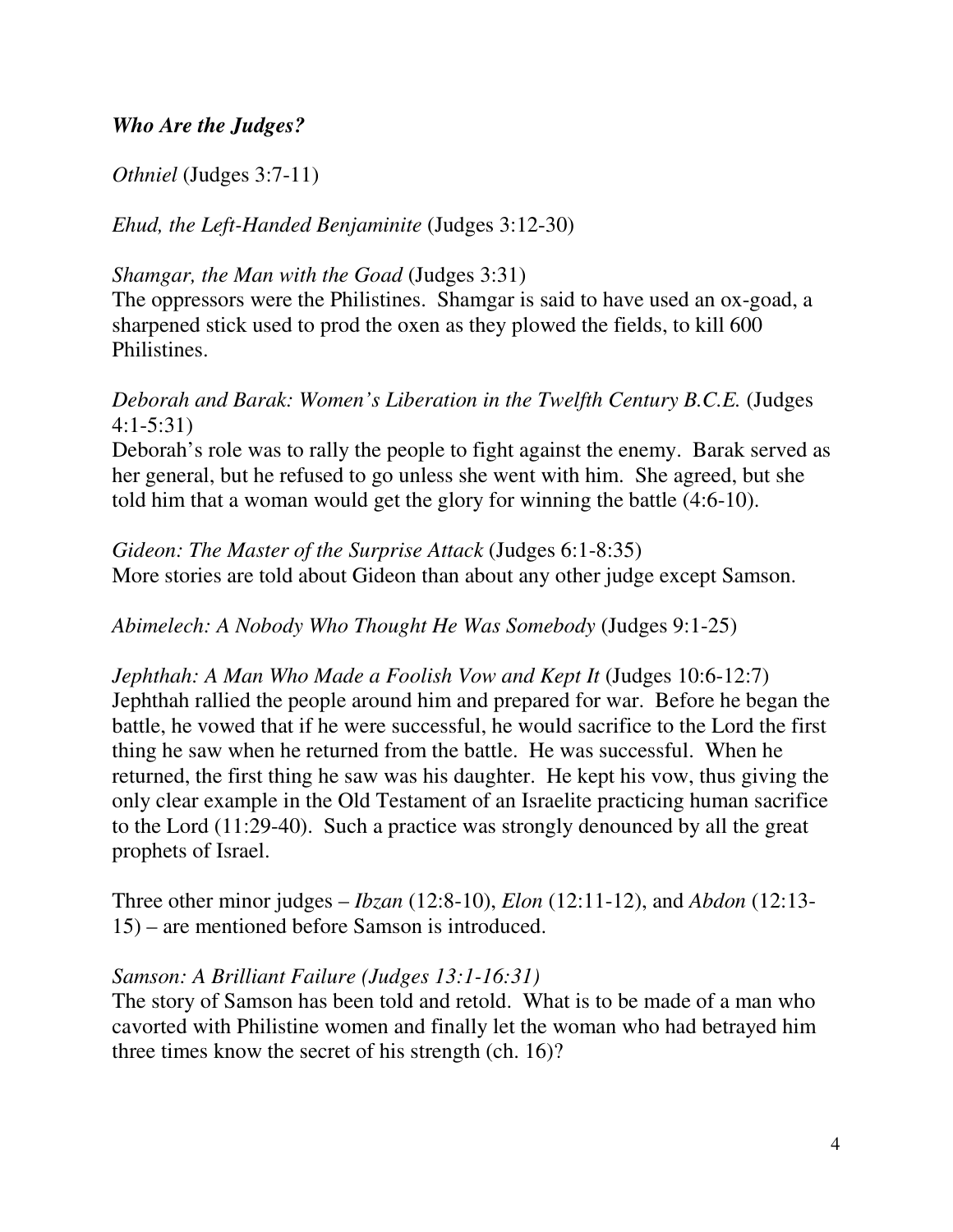### *Who Are the Judges?*

*Othniel* (Judges 3:7-11)

*Ehud, the Left-Handed Benjaminite* (Judges 3:12-30)

*Shamgar, the Man with the Goad* (Judges 3:31)
The oppressors were the Philistines. Shamgar is said to have used an ox-goad, a sharpened stick used to prod the oxen as they plowed the fields, to kill 600 Philistines.

*Deborah and Barak: Women's Liberation in the Twelfth Century B.C.E.* (Judges 4:1-5:31)
Deborah's role was to rally the people to fight against the enemy. Barak served as her general, but he refused to go unless she went with him. She agreed, but she told him that a woman would get the glory for winning the battle (4:6-10).

*Gideon: The Master of the Surprise Attack* (Judges 6:1-8:35)
More stories are told about Gideon than about any other judge except Samson.

*Abimelech: A Nobody Who Thought He Was Somebody* (Judges 9:1-25)

*Jephthah: A Man Who Made a Foolish Vow and Kept It* (Judges 10:6-12:7)
Jephthah rallied the people around him and prepared for war. Before he began the battle, he vowed that if he were successful, he would sacrifice to the Lord the first thing he saw when he returned from the battle. He was successful. When he returned, the first thing he saw was his daughter. He kept his vow, thus giving the only clear example in the Old Testament of an Israelite practicing human sacrifice to the Lord (11:29-40). Such a practice was strongly denounced by all the great prophets of Israel.

Three other minor judges – *Ibzan* (12:8-10), *Elon* (12:11-12), and *Abdon* (12:13-15) – are mentioned before Samson is introduced.

*Samson: A Brilliant Failure (Judges 13:1-16:31)*
The story of Samson has been told and retold. What is to be made of a man who cavorted with Philistine women and finally let the woman who had betrayed him three times know the secret of his strength (ch. 16)?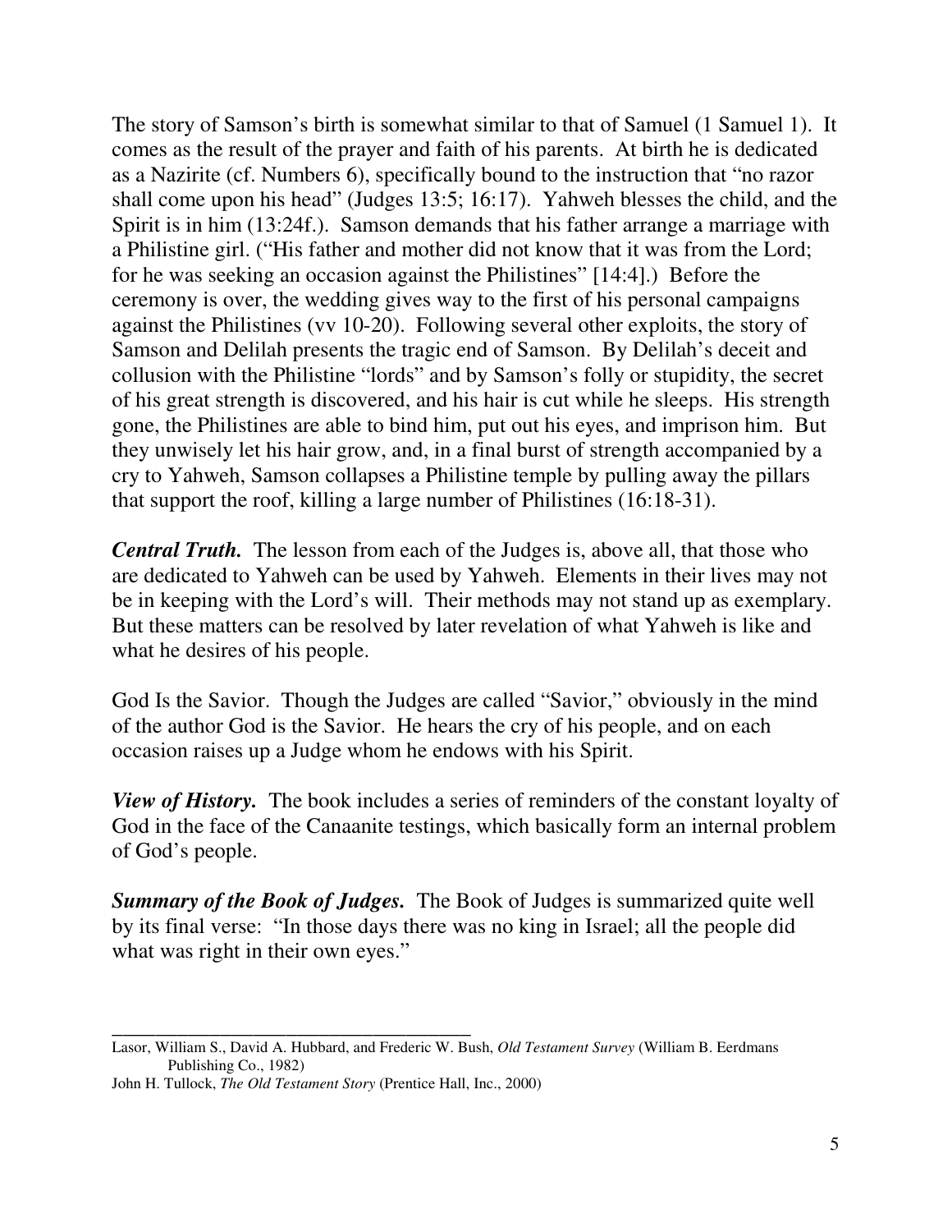The story of Samson's birth is somewhat similar to that of Samuel (1 Samuel 1). It comes as the result of the prayer and faith of his parents. At birth he is dedicated as a Nazirite (cf. Numbers 6), specifically bound to the instruction that "no razor shall come upon his head" (Judges 13:5; 16:17). Yahweh blesses the child, and the Spirit is in him (13:24f.). Samson demands that his father arrange a marriage with a Philistine girl. ("His father and mother did not know that it was from the Lord; for he was seeking an occasion against the Philistines" [14:4].) Before the ceremony is over, the wedding gives way to the first of his personal campaigns against the Philistines (vv 10-20). Following several other exploits, the story of Samson and Delilah presents the tragic end of Samson. By Delilah's deceit and collusion with the Philistine "lords" and by Samson's folly or stupidity, the secret of his great strength is discovered, and his hair is cut while he sleeps. His strength gone, the Philistines are able to bind him, put out his eyes, and imprison him. But they unwisely let his hair grow, and, in a final burst of strength accompanied by a cry to Yahweh, Samson collapses a Philistine temple by pulling away the pillars that support the roof, killing a large number of Philistines (16:18-31).

***Central Truth.*** The lesson from each of the Judges is, above all, that those who are dedicated to Yahweh can be used by Yahweh. Elements in their lives may not be in keeping with the Lord's will. Their methods may not stand up as exemplary. But these matters can be resolved by later revelation of what Yahweh is like and what he desires of his people.

God Is the Savior. Though the Judges are called "Savior," obviously in the mind of the author God is the Savior. He hears the cry of his people, and on each occasion raises up a Judge whom he endows with his Spirit.

***View of History.*** The book includes a series of reminders of the constant loyalty of God in the face of the Canaanite testings, which basically form an internal problem of God's people.

***Summary of the Book of Judges.*** The Book of Judges is summarized quite well by its final verse: "In those days there was no king in Israel; all the people did what was right in their own eyes."

---

Lasor, William S., David A. Hubbard, and Frederic W. Bush, *Old Testament Survey* (William B. Eerdmans Publishing Co., 1982)

John H. Tullock, *The Old Testament Story* (Prentice Hall, Inc., 2000)